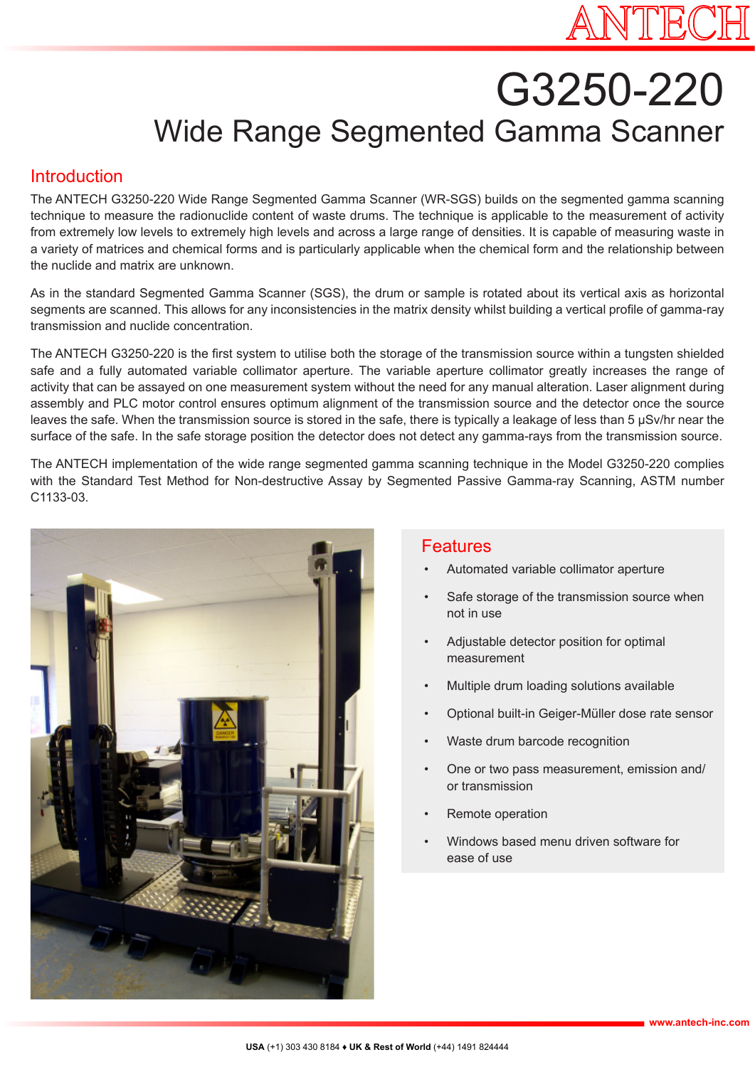# G3250-220

## Wide Range Segmented Gamma Scanner

### Introduction

The ANTECH G3250-220 Wide Range Segmented Gamma Scanner (WR-SGS) builds on the segmented gamma scanning technique to measure the radionuclide content of waste drums. The technique is applicable to the measurement of activity from extremely low levels to extremely high levels and across a large range of densities. It is capable of measuring waste in a variety of matrices and chemical forms and is particularly applicable when the chemical form and the relationship between the nuclide and matrix are unknown.

As in the standard Segmented Gamma Scanner (SGS), the drum or sample is rotated about its vertical axis as horizontal segments are scanned. This allows for any inconsistencies in the matrix density whilst building a vertical profile of gamma-ray transmission and nuclide concentration.

The ANTECH G3250-220 is the first system to utilise both the storage of the transmission source within a tungsten shielded safe and a fully automated variable collimator aperture. The variable aperture collimator greatly increases the range of activity that can be assayed on one measurement system without the need for any manual alteration. Laser alignment during assembly and PLC motor control ensures optimum alignment of the transmission source and the detector once the source leaves the safe. When the transmission source is stored in the safe, there is typically a leakage of less than 5 μSv/hr near the surface of the safe. In the safe storage position the detector does not detect any gamma-rays from the transmission source.

The ANTECH implementation of the wide range segmented gamma scanning technique in the Model G3250-220 complies with the Standard Test Method for Non-destructive Assay by Segmented Passive Gamma-ray Scanning, ASTM number C1133-03.

### Features

- Automated variable collimator aperture
- Safe storage of the transmission source when not in use
- Adjustable detector position for optimal measurement
- Multiple drum loading solutions available
- Optional built-in Geiger-Müller dose rate sensor
- Waste drum barcode recognition
- One or two pass measurement, emission and/or transmission
- Remote operation
- Windows based menu driven software for ease of use

www.antech-inc.com

**USA** (+1) 303 430 8184 ♦ **UK & Rest of World** (+44) 1491 824444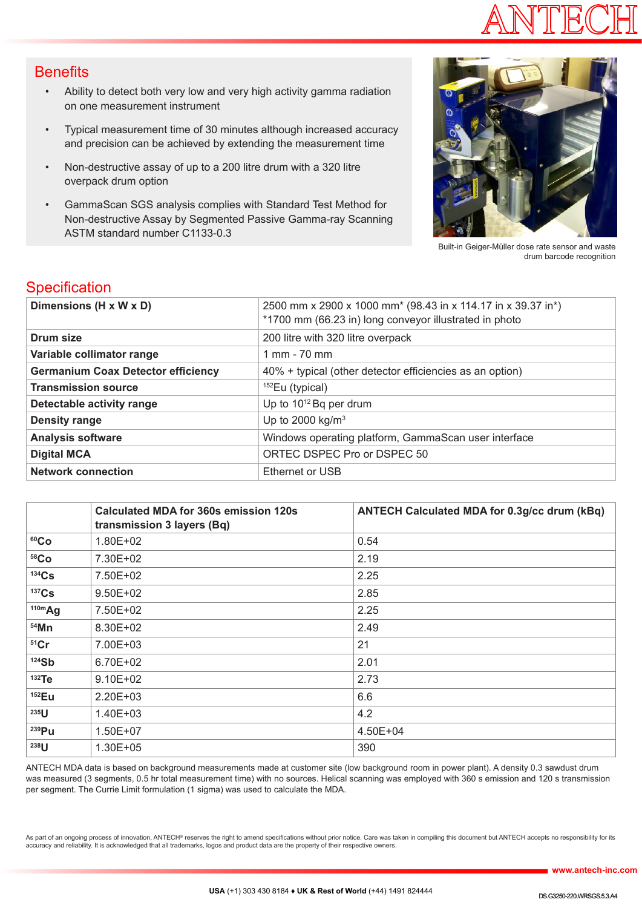## Benefits

- Ability to detect both very low and very high activity gamma radiation on one measurement instrument
- Typical measurement time of 30 minutes although increased accuracy and precision can be achieved by extending the measurement time
- Non-destructive assay of up to a 200 litre drum with a 320 litre overpack drum option
- GammaScan SGS analysis complies with Standard Test Method for Non-destructive Assay by Segmented Passive Gamma-ray Scanning ASTM standard number C1133-0.3

Built-in Geiger-Müller dose rate sensor and waste drum barcode recognition

## Specification

| | |
|---|---|
| **Dimensions (H x W x D)** | 2500 mm x 2900 x 1000 mm* (98.43 in x 114.17 in x 39.37 in*)<br>*1700 mm (66.23 in) long conveyor illustrated in photo |
| **Drum size** | 200 litre with 320 litre overpack |
| **Variable collimator range** | 1 mm - 70 mm |
| **Germanium Coax Detector efficiency** | 40% + typical (other detector efficiencies as an option) |
| **Transmission source** | $^{152}$Eu (typical) |
| **Detectable activity range** | Up to $10^{12}$ Bq per drum |
| **Density range** | Up to 2000 kg/m$^3$ |
| **Analysis software** | Windows operating platform, GammaScan user interface |
| **Digital MCA** | ORTEC DSPEC Pro or DSPEC 50 |
| **Network connection** | Ethernet or USB |

| | **Calculated MDA for 360s emission 120s transmission 3 layers (Bq)** | **ANTECH Calculated MDA for 0.3g/cc drum (kBq)** |
|---|---|---|
| **$^{60}$Co** | 1.80E+02 | 0.54 |
| **$^{58}$Co** | 7.30E+02 | 2.19 |
| **$^{134}$Cs** | 7.50E+02 | 2.25 |
| **$^{137}$Cs** | 9.50E+02 | 2.85 |
| **$^{110m}$Ag** | 7.50E+02 | 2.25 |
| **$^{54}$Mn** | 8.30E+02 | 2.49 |
| **$^{51}$Cr** | 7.00E+03 | 21 |
| **$^{124}$Sb** | 6.70E+02 | 2.01 |
| **$^{132}$Te** | 9.10E+02 | 2.73 |
| **$^{152}$Eu** | 2.20E+03 | 6.6 |
| **$^{235}$U** | 1.40E+03 | 4.2 |
| **$^{239}$Pu** | 1.50E+07 | 4.50E+04 |
| **$^{238}$U** | 1.30E+05 | 390 |

ANTECH MDA data is based on background measurements made at customer site (low background room in power plant). A density 0.3 sawdust drum was measured (3 segments, 0.5 hr total measurement time) with no sources. Helical scanning was employed with 360 s emission and 120 s transmission per segment. The Currie Limit formulation (1 sigma) was used to calculate the MDA.

As part of an ongoing process of innovation, ANTECH® reserves the right to amend specifications without prior notice. Care was taken in compiling this document but ANTECH accepts no responsibility for its accuracy and reliability. It is acknowledged that all trademarks, logos and product data are the property of their respective owners.

www.antech-inc.com

**USA** (+1) 303 430 8184 ♦ **UK & Rest of World** (+44) 1491 824444

DS.G3250-220.WRSGS.5.3.A4